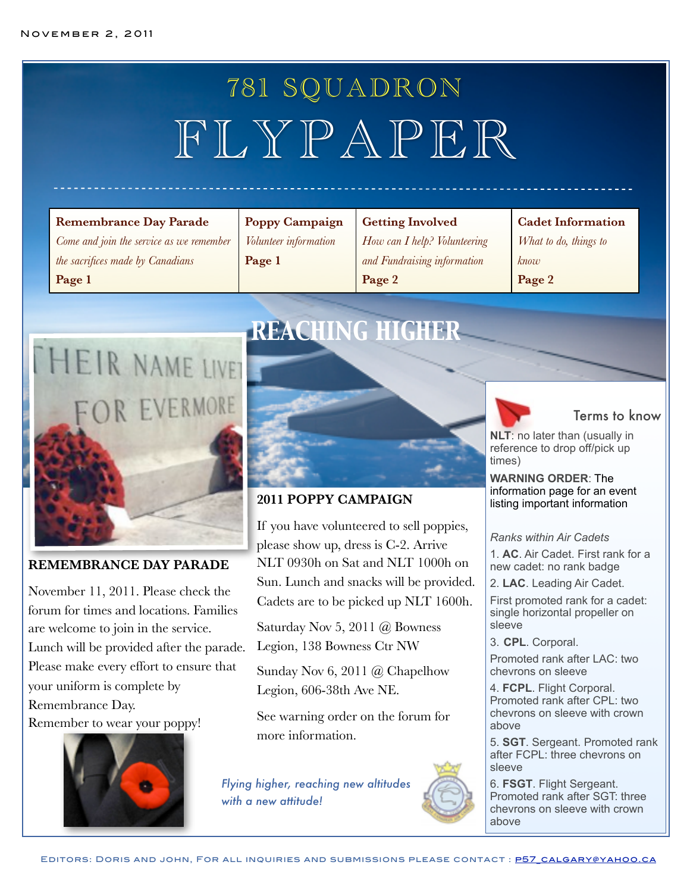November 2, 2011

# 781 SQUADRON FLYPAPER

| Remembrance Day Parade | Poppy Campaign | Getting Involved | Cadet Information |
|---|---|---|---|
| *Come and join the service as we remember the sacrifices made by Canadians* **Page 1** | *Volunteer information* **Page 1** | *How can I help? Volunteering and Fundraising information* **Page 2** | *What to do, things to know* **Page 2** |

## REACHING HIGHER

### REMEMBRANCE DAY PARADE

November 11, 2011. Please check the forum for times and locations. Families are welcome to join in the service. Lunch will be provided after the parade. Please make every effort to ensure that your uniform is complete by Remembrance Day.

Remember to wear your poppy!

### 2011 POPPY CAMPAIGN

If you have volunteered to sell poppies, please show up, dress is C-2. Arrive NLT 0930h on Sat and NLT 1000h on Sun. Lunch and snacks will be provided. Cadets are to be picked up NLT 1600h.

Saturday Nov 5, 2011 @ Bowness Legion, 138 Bowness Ctr NW

Sunday Nov 6, 2011 @ Chapelhow Legion, 606-38th Ave NE.

See warning order on the forum for more information.

*Flying higher, reaching new altitudes with a new attitude!*

### Terms to know

**NLT**: no later than (usually in reference to drop off/pick up times)

**WARNING ORDER**: The information page for an event listing important information

*Ranks within Air Cadets*

1. **AC**. Air Cadet. First rank for a new cadet: no rank badge
2. **LAC**. Leading Air Cadet.

   First promoted rank for a cadet: single horizontal propeller on sleeve
3. **CPL**. Corporal.

   Promoted rank after LAC: two chevrons on sleeve
4. **FCPL**. Flight Corporal. Promoted rank after CPL: two chevrons on sleeve with crown above
5. **SGT**. Sergeant. Promoted rank after FCPL: three chevrons on sleeve
6. **FSGT**. Flight Sergeant. Promoted rank after SGT: three chevrons on sleeve with crown above

Editors: Doris and John, For all inquiries and submissions please contact : p57_calgary@yahoo.ca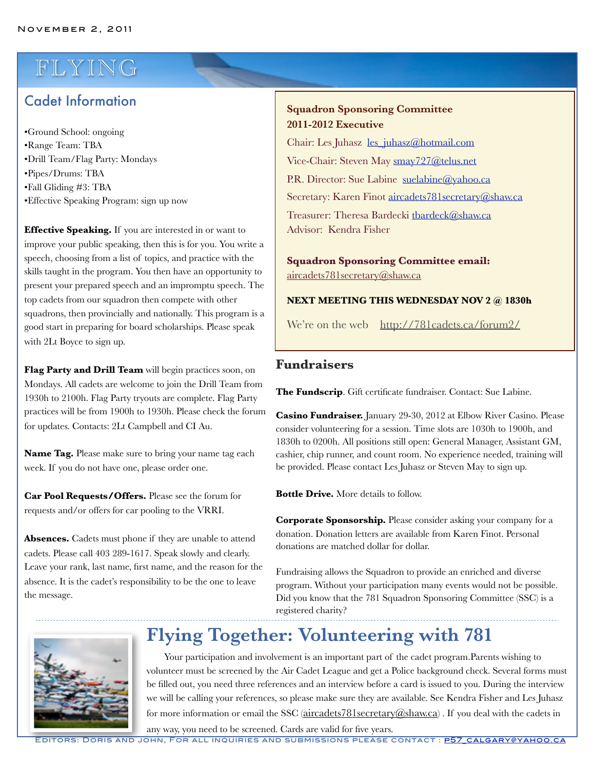# FLYING

## Cadet Information

- •Ground School: ongoing
- •Range Team: TBA
- •Drill Team/Flag Party: Mondays
- •Pipes/Drums: TBA
- •Fall Gliding #3: TBA
- •Effective Speaking Program: sign up now

**Effective Speaking.** If you are interested in or want to improve your public speaking, then this is for you. You write a speech, choosing from a list of topics, and practice with the skills taught in the program. You then have an opportunity to present your prepared speech and an impromptu speech. The top cadets from our squadron then compete with other squadrons, then provincially and nationally. This program is a good start in preparing for board scholarships. Please speak with 2Lt Boyce to sign up.

**Flag Party and Drill Team** will begin practices soon, on Mondays. All cadets are welcome to join the Drill Team from 1930h to 2100h. Flag Party tryouts are complete. Flag Party practices will be from 1900h to 1930h. Please check the forum for updates. Contacts: 2Lt Campbell and CI Au.

**Name Tag.** Please make sure to bring your name tag each week. If you do not have one, please order one.

**Car Pool Requests/Offers.** Please see the forum for requests and/or offers for car pooling to the VRRI.

**Absences.** Cadets must phone if they are unable to attend cadets. Please call 403 289-1617. Speak slowly and clearly. Leave your rank, last name, first name, and the reason for the absence. It is the cadet's responsibility to be the one to leave the message.

**Squadron Sponsoring Committee**
**2011-2012 Executive**

Chair: Les Juhasz les_juhasz@hotmail.com

Vice-Chair: Steven May smay727@telus.net

P.R. Director: Sue Labine suelabine@yahoo.ca

Secretary: Karen Finot aircadets781secretary@shaw.ca

Treasurer: Theresa Bardecki tbardeck@shaw.ca

Advisor: Kendra Fisher

**Squadron Sponsoring Committee email:**
aircadets781secretary@shaw.ca

**NEXT MEETING THIS WEDNESDAY NOV 2 @ 1830h**

We're on the web http://781cadets.ca/forum2/

## Fundraisers

**The Fundscrip**. Gift certificate fundraiser. Contact: Sue Labine.

**Casino Fundraiser.** January 29-30, 2012 at Elbow River Casino. Please consider volunteering for a session. Time slots are 1030h to 1900h, and 1830h to 0200h. All positions still open: General Manager, Assistant GM, cashier, chip runner, and count room. No experience needed, training will be provided. Please contact Les Juhasz or Steven May to sign up.

**Bottle Drive.** More details to follow.

**Corporate Sponsorship.** Please consider asking your company for a donation. Donation letters are available from Karen Finot. Personal donations are matched dollar for dollar.

Fundraising allows the Squadron to provide an enriched and diverse program. Without your participation many events would not be possible. Did you know that the 781 Squadron Sponsoring Committee (SSC) is a registered charity?

## Flying Together: Volunteering with 781

Your participation and involvement is an important part of the cadet program.Parents wishing to volunteer must be screened by the Air Cadet League and get a Police background check. Several forms must be filled out, you need three references and an interview before a card is issued to you. During the interview we will be calling your references, so please make sure they are available. See Kendra Fisher and Les Juhasz for more information or email the SSC (aircadets781secretary@shaw.ca) . If you deal with the cadets in any way, you need to be screened. Cards are valid for five years.

Editors: Doris and John, For all inquiries and submissions please contact : p57_calgary@yahoo.ca